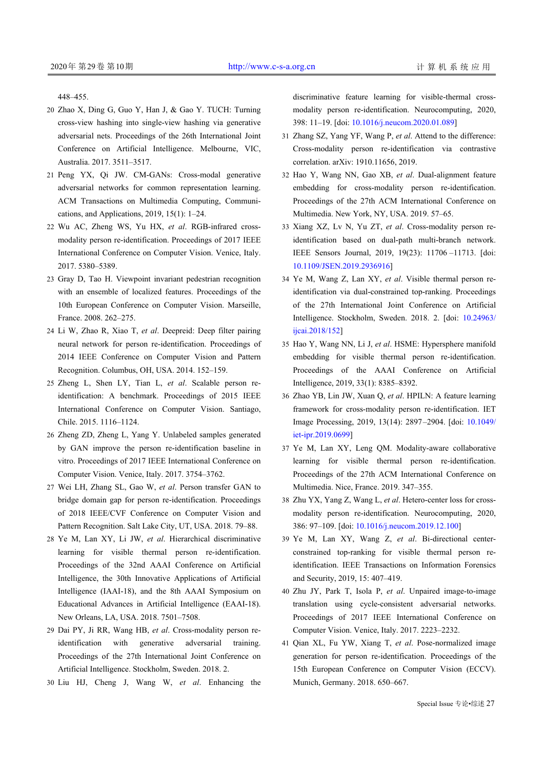448–455.

20 Zhao X, Ding G, Guo Y, Han J, & Gao Y. TUCH: Turning cross-view hashing into single-view hashing via generative adversarial nets. Proceedings of the 26th International Joint Conference on Artificial Intelligence. Melbourne, VIC, Australia. 2017. 3511–3517.

21 Peng YX, Qi JW. CM-GANs: Cross-modal generative adversarial networks for common representation learning. ACM Transactions on Multimedia Computing, Communications, and Applications, 2019, 15(1): 1–24.

22 Wu AC, Zheng WS, Yu HX, *et al*. RGB-infrared cross-modality person re-identification. Proceedings of 2017 IEEE International Conference on Computer Vision. Venice, Italy. 2017. 5380–5389.

23 Gray D, Tao H. Viewpoint invariant pedestrian recognition with an ensemble of localized features. Proceedings of the 10th European Conference on Computer Vision. Marseille, France. 2008. 262–275.

24 Li W, Zhao R, Xiao T, *et al*. Deepreid: Deep filter pairing neural network for person re-identification. Proceedings of 2014 IEEE Conference on Computer Vision and Pattern Recognition. Columbus, OH, USA. 2014. 152–159.

25 Zheng L, Shen LY, Tian L, *et al*. Scalable person re-identification: A benchmark. Proceedings of 2015 IEEE International Conference on Computer Vision. Santiago, Chile. 2015. 1116–1124.

26 Zheng ZD, Zheng L, Yang Y. Unlabeled samples generated by GAN improve the person re-identification baseline in vitro. Proceedings of 2017 IEEE International Conference on Computer Vision. Venice, Italy. 2017. 3754–3762.

27 Wei LH, Zhang SL, Gao W, *et al*. Person transfer GAN to bridge domain gap for person re-identification. Proceedings of 2018 IEEE/CVF Conference on Computer Vision and Pattern Recognition. Salt Lake City, UT, USA. 2018. 79–88.

28 Ye M, Lan XY, Li JW, *et al*. Hierarchical discriminative learning for visible thermal person re-identification. Proceedings of the 32nd AAAI Conference on Artificial Intelligence, the 30th Innovative Applications of Artificial Intelligence (IAAI-18), and the 8th AAAI Symposium on Educational Advances in Artificial Intelligence (EAAI-18). New Orleans, LA, USA. 2018. 7501–7508.

29 Dai PY, Ji RR, Wang HB, *et al*. Cross-modality person re-identification with generative adversarial training. Proceedings of the 27th International Joint Conference on Artificial Intelligence. Stockholm, Sweden. 2018. 2.

30 Liu HJ, Cheng J, Wang W, *et al*. Enhancing the discriminative feature learning for visible-thermal cross-modality person re-identification. Neurocomputing, 2020, 398: 11–19. [doi: 10.1016/j.neucom.2020.01.089]

31 Zhang SZ, Yang YF, Wang P, *et al*. Attend to the difference: Cross-modality person re-identification via contrastive correlation. arXiv: 1910.11656, 2019.

32 Hao Y, Wang NN, Gao XB, *et al*. Dual-alignment feature embedding for cross-modality person re-identification. Proceedings of the 27th ACM International Conference on Multimedia. New York, NY, USA. 2019. 57–65.

33 Xiang XZ, Lv N, Yu ZT, *et al*. Cross-modality person re-identification based on dual-path multi-branch network. IEEE Sensors Journal, 2019, 19(23): 11706–11713. [doi: 10.1109/JSEN.2019.2936916]

34 Ye M, Wang Z, Lan XY, *et al*. Visible thermal person re-identification via dual-constrained top-ranking. Proceedings of the 27th International Joint Conference on Artificial Intelligence. Stockholm, Sweden. 2018. 2. [doi: 10.24963/ijcai.2018/152]

35 Hao Y, Wang NN, Li J, *et al*. HSME: Hypersphere manifold embedding for visible thermal person re-identification. Proceedings of the AAAI Conference on Artificial Intelligence, 2019, 33(1): 8385–8392.

36 Zhao YB, Lin JW, Xuan Q, *et al*. HPILN: A feature learning framework for cross-modality person re-identification. IET Image Processing, 2019, 13(14): 2897–2904. [doi: 10.1049/iet-ipr.2019.0699]

37 Ye M, Lan XY, Leng QM. Modality-aware collaborative learning for visible thermal person re-identification. Proceedings of the 27th ACM International Conference on Multimedia. Nice, France. 2019. 347–355.

38 Zhu YX, Yang Z, Wang L, *et al*. Hetero-center loss for cross-modality person re-identification. Neurocomputing, 2020, 386: 97–109. [doi: 10.1016/j.neucom.2019.12.100]

39 Ye M, Lan XY, Wang Z, *et al*. Bi-directional center-constrained top-ranking for visible thermal person re-identification. IEEE Transactions on Information Forensics and Security, 2019, 15: 407–419.

40 Zhu JY, Park T, Isola P, *et al*. Unpaired image-to-image translation using cycle-consistent adversarial networks. Proceedings of 2017 IEEE International Conference on Computer Vision. Venice, Italy. 2017. 2223–2232.

41 Qian XL, Fu YW, Xiang T, *et al*. Pose-normalized image generation for person re-identification. Proceedings of the 15th European Conference on Computer Vision (ECCV). Munich, Germany. 2018. 650–667.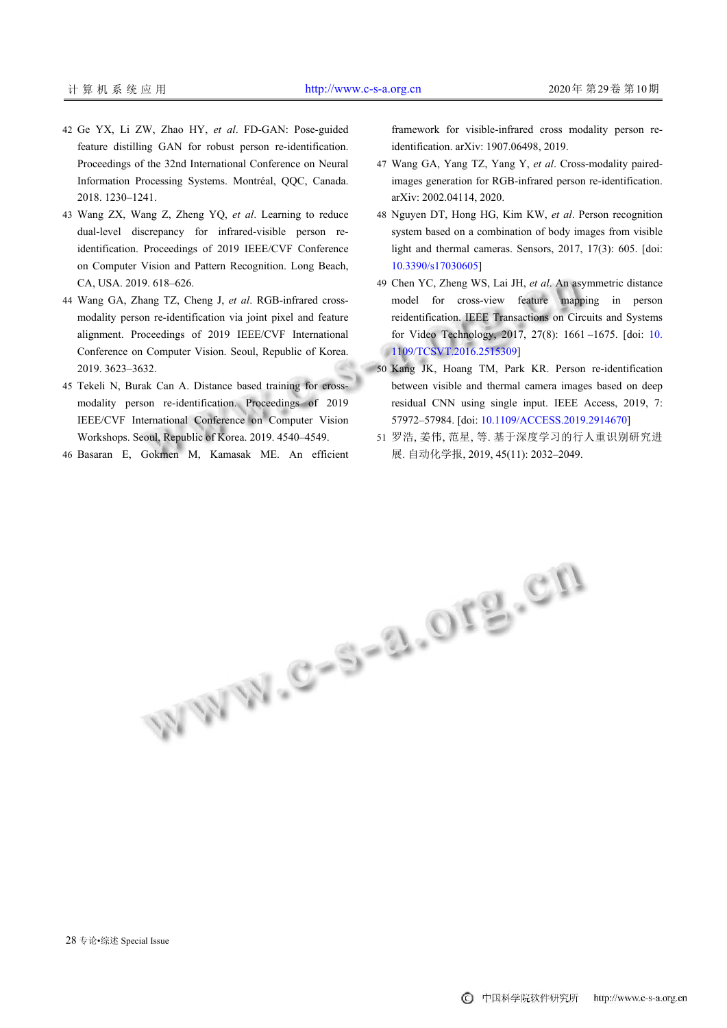42 Ge YX, Li ZW, Zhao HY, *et al*. FD-GAN: Pose-guided feature distilling GAN for robust person re-identification. Proceedings of the 32nd International Conference on Neural Information Processing Systems. Montréal, QQC, Canada. 2018. 1230–1241.

43 Wang ZX, Wang Z, Zheng YQ, *et al*. Learning to reduce dual-level discrepancy for infrared-visible person re-identification. Proceedings of 2019 IEEE/CVF Conference on Computer Vision and Pattern Recognition. Long Beach, CA, USA. 2019. 618–626.

44 Wang GA, Zhang TZ, Cheng J, *et al*. RGB-infrared cross-modality person re-identification via joint pixel and feature alignment. Proceedings of 2019 IEEE/CVF International Conference on Computer Vision. Seoul, Republic of Korea. 2019. 3623–3632.

45 Tekeli N, Burak Can A. Distance based training for cross-modality person re-identification. Proceedings of 2019 IEEE/CVF International Conference on Computer Vision Workshops. Seoul, Republic of Korea. 2019. 4540–4549.

46 Basaran E, Gokmen M, Kamasak ME. An efficient framework for visible-infrared cross modality person re-identification. arXiv: 1907.06498, 2019.

47 Wang GA, Yang TZ, Yang Y, *et al*. Cross-modality paired-images generation for RGB-infrared person re-identification. arXiv: 2002.04114, 2020.

48 Nguyen DT, Hong HG, Kim KW, *et al*. Person recognition system based on a combination of body images from visible light and thermal cameras. Sensors, 2017, 17(3): 605. [doi: 10.3390/s17030605]

49 Chen YC, Zheng WS, Lai JH, *et al*. An asymmetric distance model for cross-view feature mapping in person reidentification. IEEE Transactions on Circuits and Systems for Video Technology, 2017, 27(8): 1661–1675. [doi: 10.1109/TCSVT.2016.2515309]

50 Kang JK, Hoang TM, Park KR. Person re-identification between visible and thermal camera images based on deep residual CNN using single input. IEEE Access, 2019, 7: 57972–57984. [doi: 10.1109/ACCESS.2019.2914670]

51 罗浩, 姜伟, 范星, 等. 基于深度学习的行人重识别研究进展. 自动化学报, 2019, 45(11): 2032–2049.